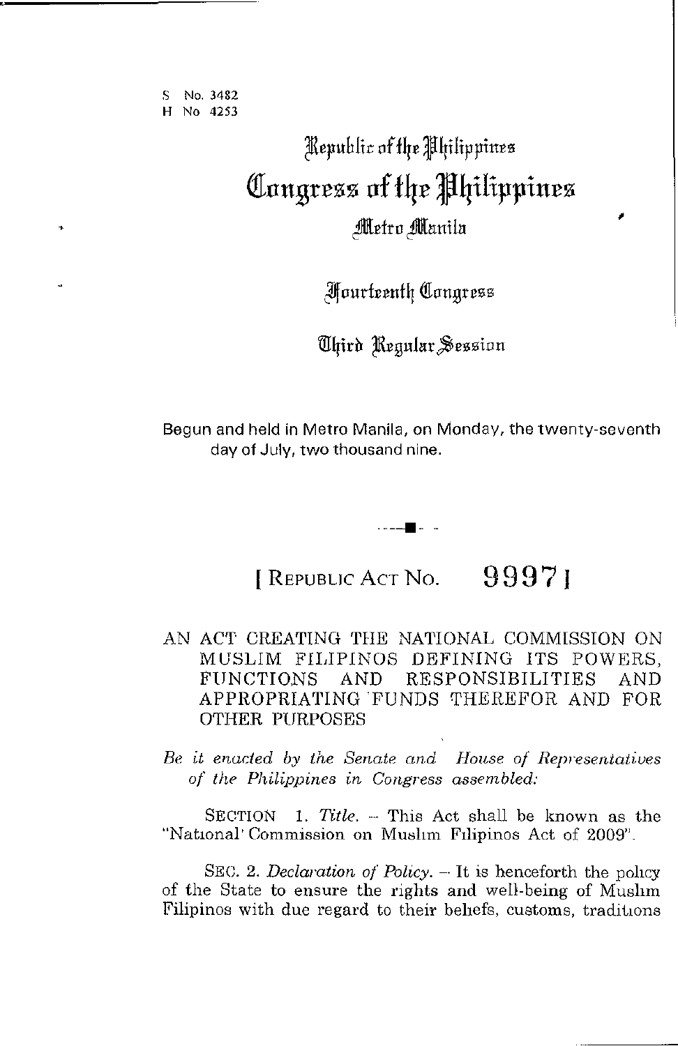S No. 3482
H No 4253

# Republic of the Philippines
# Congress of the Philippines
## Metro Manila

### Fourteenth Congress

### Third Regular Session

Begun and held in Metro Manila, on Monday, the twenty-seventh day of July, two thousand nine.

---

## [ REPUBLIC ACT NO. 9997 ]

AN ACT CREATING THE NATIONAL COMMISSION ON MUSLIM FILIPINOS DEFINING ITS POWERS, FUNCTIONS AND RESPONSIBILITIES AND APPROPRIATING FUNDS THEREFOR AND FOR OTHER PURPOSES

*Be it enacted by the Senate and House of Representatives of the Philippines in Congress assembled:*

SECTION 1. *Title.* – This Act shall be known as the "National Commission on Muslim Filipinos Act of 2009".

SEC. 2. *Declaration of Policy.* – It is henceforth the policy of the State to ensure the rights and well-being of Muslim Filipinos with due regard to their beliefs, customs, traditions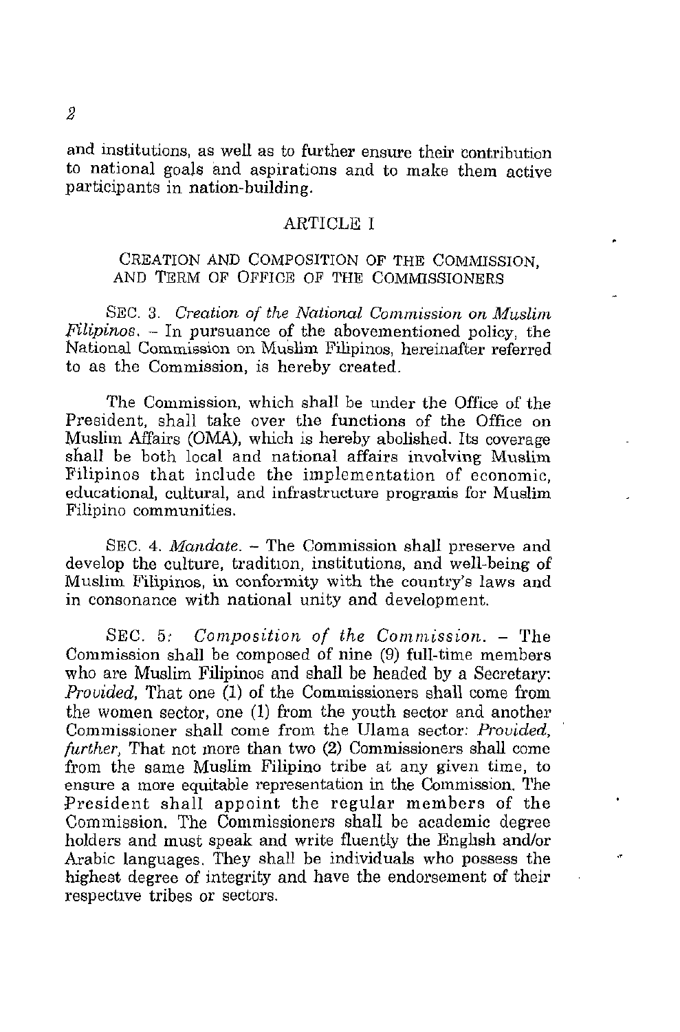and institutions, as well as to further ensure their contribution to national goals and aspirations and to make them active participants in nation-building.

## ARTICLE I

### CREATION AND COMPOSITION OF THE COMMISSION, AND TERM OF OFFICE OF THE COMMISSIONERS

SEC. 3. *Creation of the National Commission on Muslim Filipinos.* – In pursuance of the abovementioned policy, the National Commission on Muslim Filipinos, hereinafter referred to as the Commission, is hereby created.

The Commission, which shall be under the Office of the President, shall take over the functions of the Office on Muslim Affairs (OMA), which is hereby abolished. Its coverage shall be both local and national affairs involving Muslim Filipinos that include the implementation of economic, educational, cultural, and infrastructure programs for Muslim Filipino communities.

SEC. 4. *Mandate.* – The Commission shall preserve and develop the culture, tradition, institutions, and well-being of Muslim Filipinos, in conformity with the country's laws and in consonance with national unity and development.

SEC. 5. *Composition of the Commission.* – The Commission shall be composed of nine (9) full-time members who are Muslim Filipinos and shall be headed by a Secretary: *Provided,* That one (1) of the Commissioners shall come from the women sector, one (1) from the youth sector and another Commissioner shall come from the Ulama sector: *Provided, further,* That not more than two (2) Commissioners shall come from the same Muslim Filipino tribe at any given time, to ensure a more equitable representation in the Commission. The President shall appoint the regular members of the Commission. The Commissioners shall be academic degree holders and must speak and write fluently the English and/or Arabic languages. They shall be individuals who possess the highest degree of integrity and have the endorsement of their respective tribes or sectors.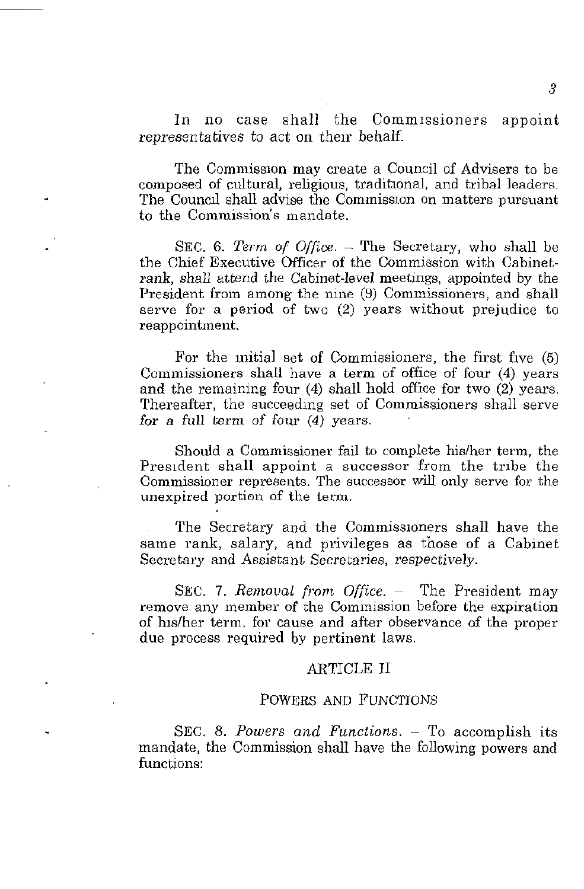In no case shall the Commissioners appoint representatives to act on their behalf.

The Commission may create a Council of Advisers to be composed of cultural, religious, traditional, and tribal leaders. The Council shall advise the Commission on matters pursuant to the Commission's mandate.

SEC. 6. *Term of Office*. – The Secretary, who shall be the Chief Executive Officer of the Commission with Cabinet-rank, shall attend the Cabinet-level meetings, appointed by the President from among the nine (9) Commissioners, and shall serve for a period of two (2) years without prejudice to reappointment.

For the initial set of Commissioners, the first five (5) Commissioners shall have a term of office of four (4) years and the remaining four (4) shall hold office for two (2) years. Thereafter, the succeeding set of Commissioners shall serve for a full term of four (4) years.

Should a Commissioner fail to complete his/her term, the President shall appoint a successor from the tribe the Commissioner represents. The successor will only serve for the unexpired portion of the term.

The Secretary and the Commissioners shall have the same rank, salary, and privileges as those of a Cabinet Secretary and Assistant Secretaries, respectively.

SEC. 7. *Removal from Office*. – The President may remove any member of the Commission before the expiration of his/her term, for cause and after observance of the proper due process required by pertinent laws.

## ARTICLE II

## POWERS AND FUNCTIONS

SEC. 8. *Powers and Functions*. – To accomplish its mandate, the Commission shall have the following powers and functions: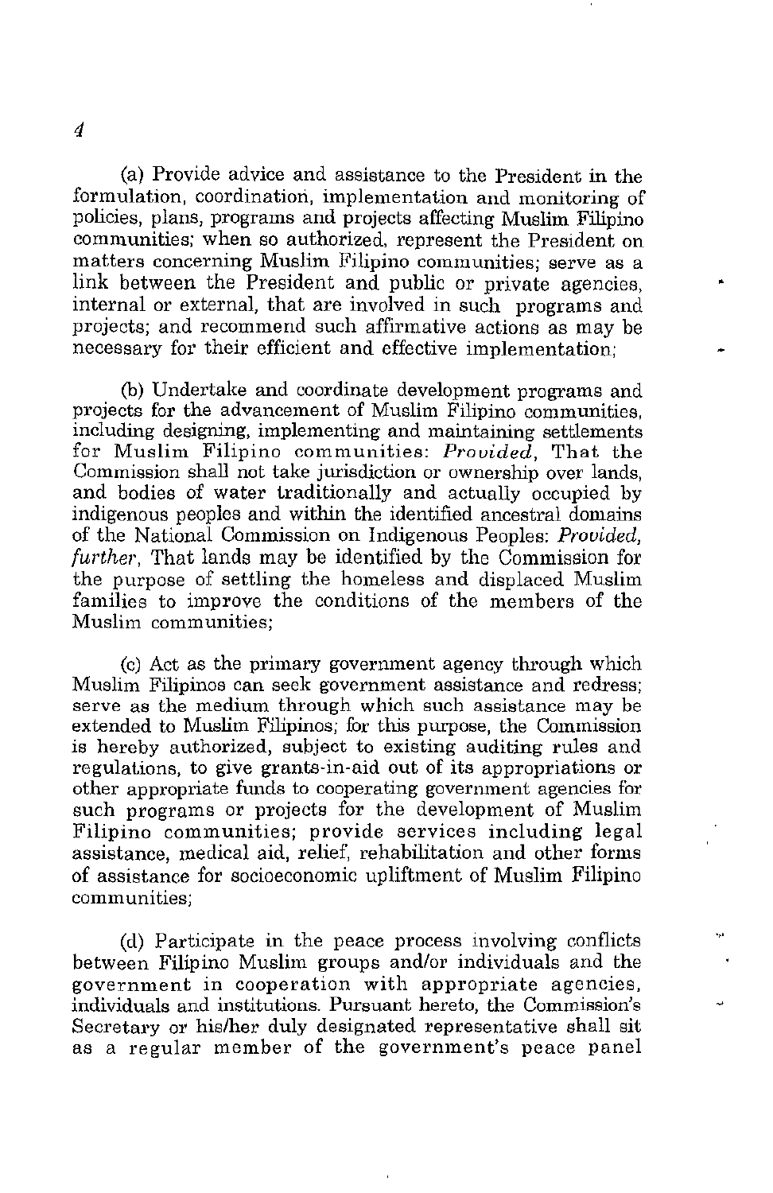(a) Provide advice and assistance to the President in the formulation, coordination, implementation and monitoring of policies, plans, programs and projects affecting Muslim Filipino communities; when so authorized, represent the President on matters concerning Muslim Filipino communities; serve as a link between the President and public or private agencies, internal or external, that are involved in such programs and projects; and recommend such affirmative actions as may be necessary for their efficient and effective implementation;

(b) Undertake and coordinate development programs and projects for the advancement of Muslim Filipino communities, including designing, implementing and maintaining settlements for Muslim Filipino communities: *Provided*, That the Commission shall not take jurisdiction or ownership over lands, and bodies of water traditionally and actually occupied by indigenous peoples and within the identified ancestral domains of the National Commission on Indigenous Peoples: *Provided, further*, That lands may be identified by the Commission for the purpose of settling the homeless and displaced Muslim families to improve the conditions of the members of the Muslim communities;

(c) Act as the primary government agency through which Muslim Filipinos can seek government assistance and redress; serve as the medium through which such assistance may be extended to Muslim Filipinos; for this purpose, the Commission is hereby authorized, subject to existing auditing rules and regulations, to give grants-in-aid out of its appropriations or other appropriate funds to cooperating government agencies for such programs or projects for the development of Muslim Filipino communities; provide services including legal assistance, medical aid, relief, rehabilitation and other forms of assistance for socioeconomic upliftment of Muslim Filipino communities;

(d) Participate in the peace process involving conflicts between Filipino Muslim groups and/or individuals and the government in cooperation with appropriate agencies, individuals and institutions. Pursuant hereto, the Commission's Secretary or his/her duly designated representative shall sit as a regular member of the government's peace panel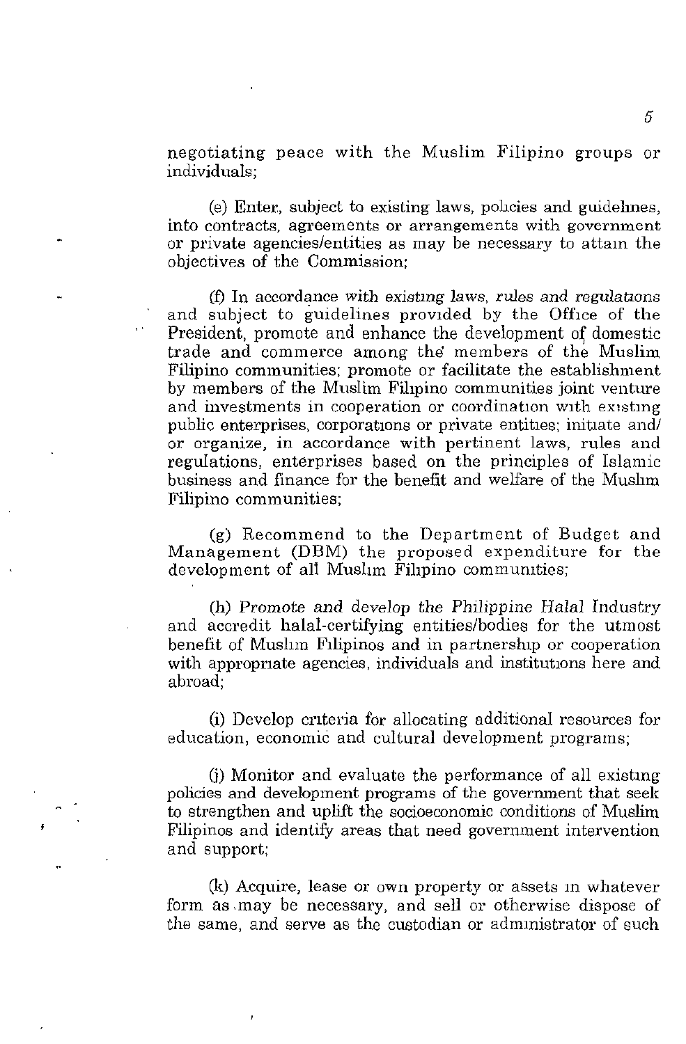negotiating peace with the Muslim Filipino groups or individuals;

(e) Enter, subject to existing laws, policies and guidelines, into contracts, agreements or arrangements with government or private agencies/entities as may be necessary to attain the objectives of the Commission;

(f) In accordance with existing laws, rules and regulations and subject to guidelines provided by the Office of the President, promote and enhance the development of domestic trade and commerce among the members of the Muslim Filipino communities; promote or facilitate the establishment by members of the Muslim Filipino communities joint venture and investments in cooperation or coordination with existing public enterprises, corporations or private entities; initiate and/or organize, in accordance with pertinent laws, rules and regulations, enterprises based on the principles of Islamic business and finance for the benefit and welfare of the Muslim Filipino communities;

(g) Recommend to the Department of Budget and Management (DBM) the proposed expenditure for the development of all Muslim Filipino communities;

(h) Promote and develop the Philippine Halal Industry and accredit halal-certifying entities/bodies for the utmost benefit of Muslim Filipinos and in partnership or cooperation with appropriate agencies, individuals and institutions here and abroad;

(i) Develop criteria for allocating additional resources for education, economic and cultural development programs;

(j) Monitor and evaluate the performance of all existing policies and development programs of the government that seek to strengthen and uplift the socioeconomic conditions of Muslim Filipinos and identify areas that need government intervention and support;

(k) Acquire, lease or own property or assets in whatever form as may be necessary, and sell or otherwise dispose of the same, and serve as the custodian or administrator of such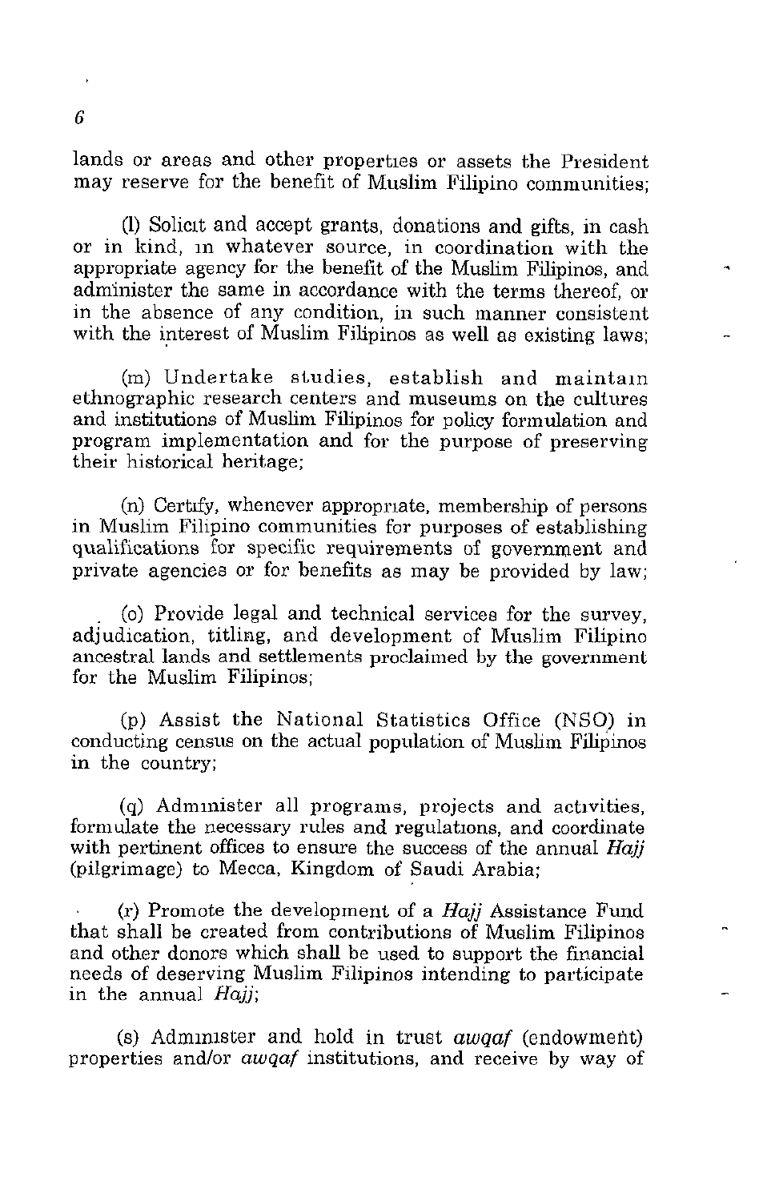lands or areas and other properties or assets the President may reserve for the benefit of Muslim Filipino communities;

(l) Solicit and accept grants, donations and gifts, in cash or in kind, in whatever source, in coordination with the appropriate agency for the benefit of the Muslim Filipinos, and administer the same in accordance with the terms thereof, or in the absence of any condition, in such manner consistent with the interest of Muslim Filipinos as well as existing laws;

(m) Undertake studies, establish and maintain ethnographic research centers and museums on the cultures and institutions of Muslim Filipinos for policy formulation and program implementation and for the purpose of preserving their historical heritage;

(n) Certify, whenever appropriate, membership of persons in Muslim Filipino communities for purposes of establishing qualifications for specific requirements of government and private agencies or for benefits as may be provided by law;

(o) Provide legal and technical services for the survey, adjudication, titling, and development of Muslim Filipino ancestral lands and settlements proclaimed by the government for the Muslim Filipinos;

(p) Assist the National Statistics Office (NSO) in conducting census on the actual population of Muslim Filipinos in the country;

(q) Administer all programs, projects and activities, formulate the necessary rules and regulations, and coordinate with pertinent offices to ensure the success of the annual *Hajj* (pilgrimage) to Mecca, Kingdom of Saudi Arabia;

(r) Promote the development of a *Hajj* Assistance Fund that shall be created from contributions of Muslim Filipinos and other donors which shall be used to support the financial needs of deserving Muslim Filipinos intending to participate in the annual *Hajj*;

(s) Administer and hold in trust *awqaf* (endowment) properties and/or *awqaf* institutions, and receive by way of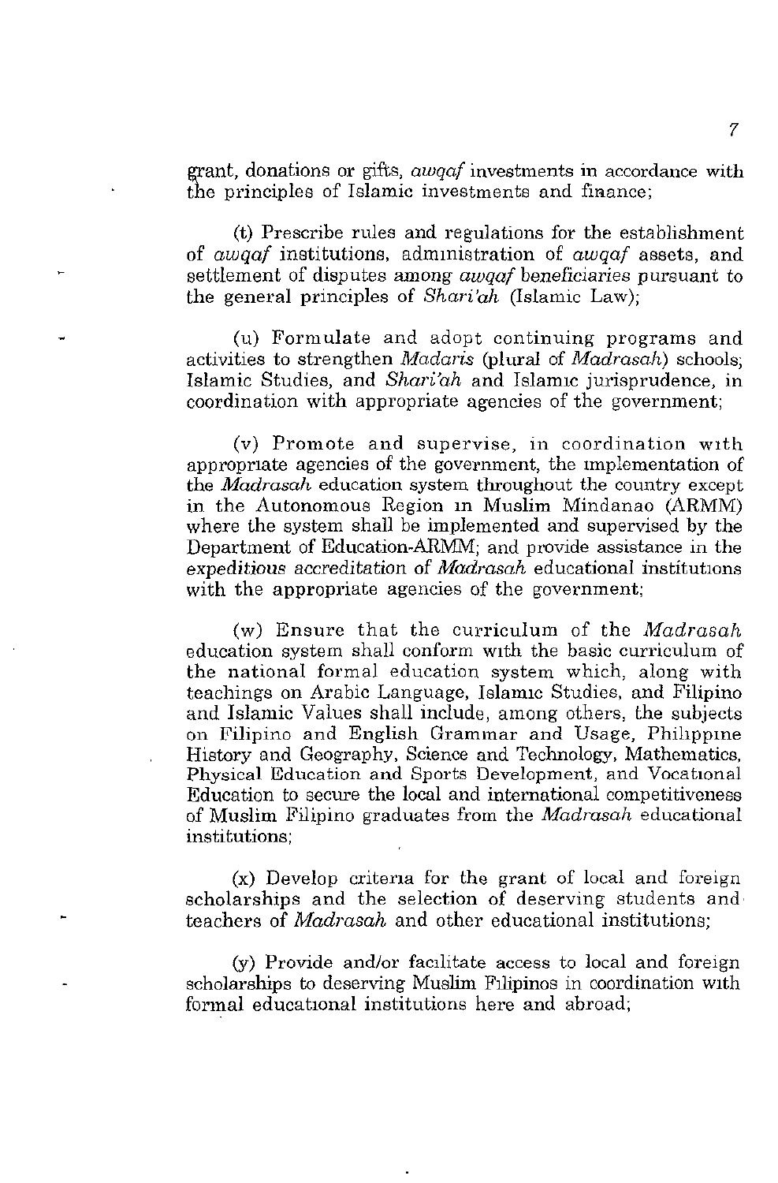grant, donations or gifts, *awqaf* investments in accordance with the principles of Islamic investments and finance;

(t) Prescribe rules and regulations for the establishment of *awqaf* institutions, administration of *awqaf* assets, and settlement of disputes among *awqaf* beneficiaries pursuant to the general principles of *Shari'ah* (Islamic Law);

(u) Formulate and adopt continuing programs and activities to strengthen *Madaris* (plural of *Madrasah*) schools; Islamic Studies, and *Shari'ah* and Islamic jurisprudence, in coordination with appropriate agencies of the government;

(v) Promote and supervise, in coordination with appropriate agencies of the government, the implementation of the *Madrasah* education system throughout the country except in the Autonomous Region in Muslim Mindanao (ARMM) where the system shall be implemented and supervised by the Department of Education-ARMM; and provide assistance in the *expeditious accreditation* of *Madrasah* educational institutions with the appropriate agencies of the government;

(w) Ensure that the curriculum of the *Madrasah* education system shall conform with the basic curriculum of the national formal education system which, along with teachings on Arabic Language, Islamic Studies, and Filipino and Islamic Values shall include, among others, the subjects on Filipino and English Grammar and Usage, Philippine History and Geography, Science and Technology, Mathematics, Physical Education and Sports Development, and Vocational Education to secure the local and international competitiveness of Muslim Filipino graduates from the *Madrasah* educational institutions;

(x) Develop criteria for the grant of local and foreign scholarships and the selection of deserving students and teachers of *Madrasah* and other educational institutions;

(y) Provide and/or facilitate access to local and foreign scholarships to deserving Muslim Filipinos in coordination with formal educational institutions here and abroad;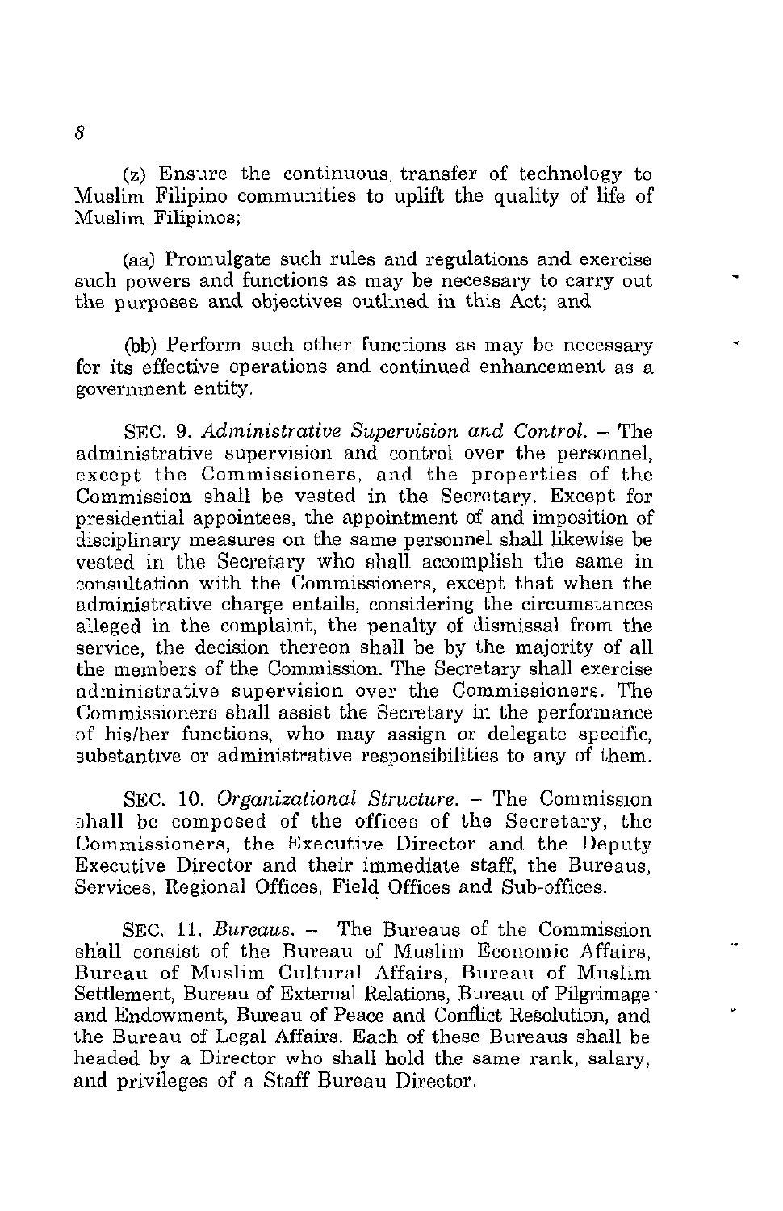(z) Ensure the continuous transfer of technology to Muslim Filipino communities to uplift the quality of life of Muslim Filipinos;

(aa) Promulgate such rules and regulations and exercise such powers and functions as may be necessary to carry out the purposes and objectives outlined in this Act; and

(bb) Perform such other functions as may be necessary for its effective operations and continued enhancement as a government entity.

SEC. 9. *Administrative Supervision and Control.* – The administrative supervision and control over the personnel, except the Commissioners, and the properties of the Commission shall be vested in the Secretary. Except for presidential appointees, the appointment of and imposition of disciplinary measures on the same personnel shall likewise be vested in the Secretary who shall accomplish the same in consultation with the Commissioners, except that when the administrative charge entails, considering the circumstances alleged in the complaint, the penalty of dismissal from the service, the decision thereon shall be by the majority of all the members of the Commission. The Secretary shall exercise administrative supervision over the Commissioners. The Commissioners shall assist the Secretary in the performance of his/her functions, who may assign or delegate specific, substantive or administrative responsibilities to any of them.

SEC. 10. *Organizational Structure.* – The Commission shall be composed of the offices of the Secretary, the Commissioners, the Executive Director and the Deputy Executive Director and their immediate staff, the Bureaus, Services, Regional Offices, Field Offices and Sub-offices.

SEC. 11. *Bureaus.* – The Bureaus of the Commission shall consist of the Bureau of Muslim Economic Affairs, Bureau of Muslim Cultural Affairs, Bureau of Muslim Settlement, Bureau of External Relations, Bureau of Pilgrimage and Endowment, Bureau of Peace and Conflict Resolution, and the Bureau of Legal Affairs. Each of these Bureaus shall be headed by a Director who shall hold the same rank, salary, and privileges of a Staff Bureau Director.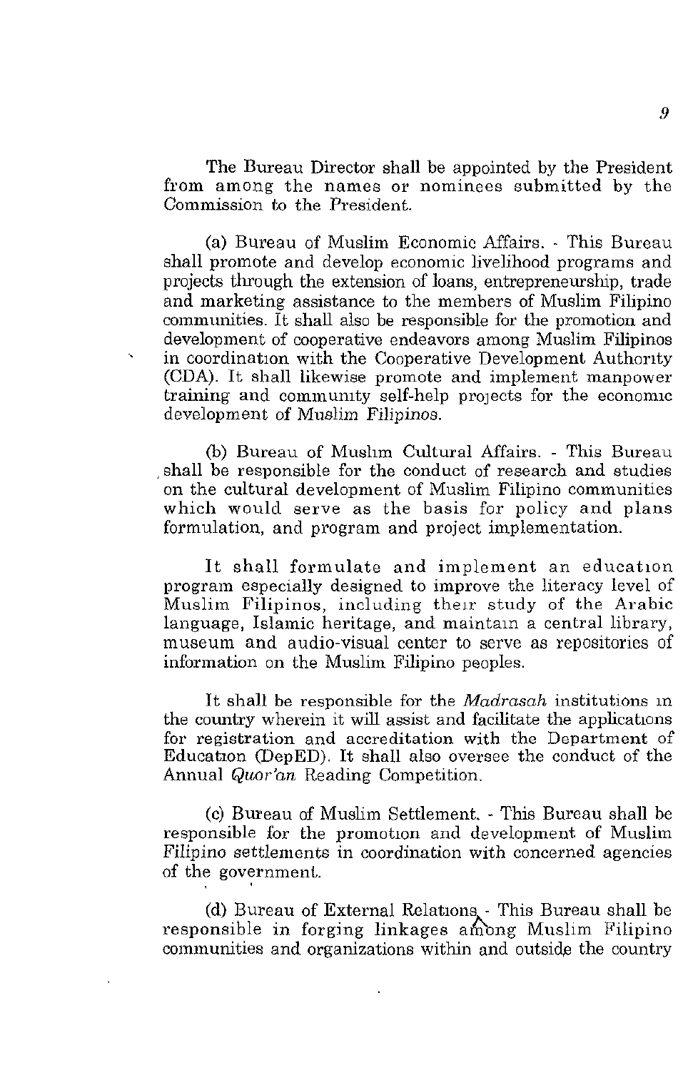The Bureau Director shall be appointed by the President from among the names or nominees submitted by the Commission to the President.

(a) Bureau of Muslim Economic Affairs. - This Bureau shall promote and develop economic livelihood programs and projects through the extension of loans, entrepreneurship, trade and marketing assistance to the members of Muslim Filipino communities. It shall also be responsible for the promotion and development of cooperative endeavors among Muslim Filipinos in coordination with the Cooperative Development Authority (CDA). It shall likewise promote and implement manpower training and community self-help projects for the economic development of Muslim Filipinos.

(b) Bureau of Muslim Cultural Affairs. - This Bureau shall be responsible for the conduct of research and studies on the cultural development of Muslim Filipino communities which would serve as the basis for policy and plans formulation, and program and project implementation.

It shall formulate and implement an education program especially designed to improve the literacy level of Muslim Filipinos, including their study of the Arabic language, Islamic heritage, and maintain a central library, museum and audio-visual center to serve as repositories of information on the Muslim Filipino peoples.

It shall be responsible for the *Madrasah* institutions in the country wherein it will assist and facilitate the applications for registration and accreditation with the Department of Education (DepED). It shall also oversee the conduct of the Annual *Quor'an* Reading Competition.

(c) Bureau of Muslim Settlement. - This Bureau shall be responsible for the promotion and development of Muslim Filipino settlements in coordination with concerned agencies of the government.

(d) Bureau of External Relations. - This Bureau shall be responsible in forging linkages among Muslim Filipino communities and organizations within and outside the country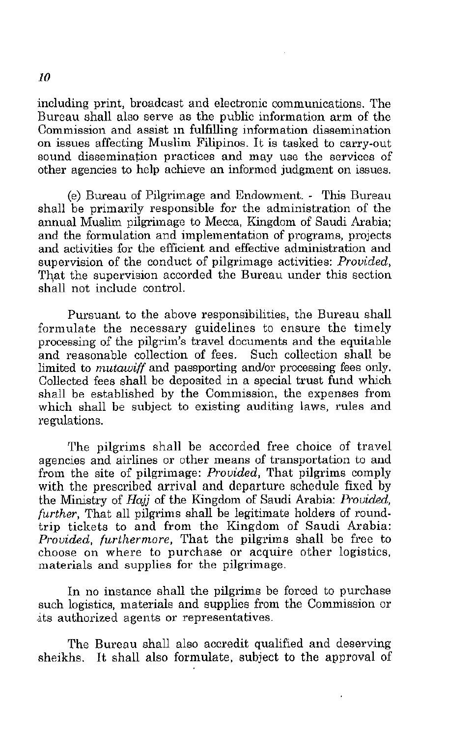including print, broadcast and electronic communications. The Bureau shall also serve as the public information arm of the Commission and assist in fulfilling information dissemination on issues affecting Muslim Filipinos. It is tasked to carry-out sound dissemination practices and may use the services of other agencies to help achieve an informed judgment on issues.

(e) Bureau of Pilgrimage and Endowment. - This Bureau shall be primarily responsible for the administration of the annual Muslim pilgrimage to Mecca, Kingdom of Saudi Arabia; and the formulation and implementation of programs, projects and activities for the efficient and effective administration and supervision of the conduct of pilgrimage activities: *Provided*, That the supervision accorded the Bureau under this section shall not include control.

Pursuant to the above responsibilities, the Bureau shall formulate the necessary guidelines to ensure the timely processing of the pilgrim's travel documents and the equitable and reasonable collection of fees. Such collection shall be limited to *mutawiff* and passporting and/or processing fees only. Collected fees shall be deposited in a special trust fund which shall be established by the Commission, the expenses from which shall be subject to existing auditing laws, rules and regulations.

The pilgrims shall be accorded free choice of travel agencies and airlines or other means of transportation to and from the site of pilgrimage: *Provided*, That pilgrims comply with the prescribed arrival and departure schedule fixed by the Ministry of *Hajj* of the Kingdom of Saudi Arabia: *Provided, further*, That all pilgrims shall be legitimate holders of round-trip tickets to and from the Kingdom of Saudi Arabia: *Provided, furthermore*, That the pilgrims shall be free to choose on where to purchase or acquire other logistics, materials and supplies for the pilgrimage.

In no instance shall the pilgrims be forced to purchase such logistics, materials and supplies from the Commission or its authorized agents or representatives.

The Bureau shall also accredit qualified and deserving sheikhs. It shall also formulate, subject to the approval of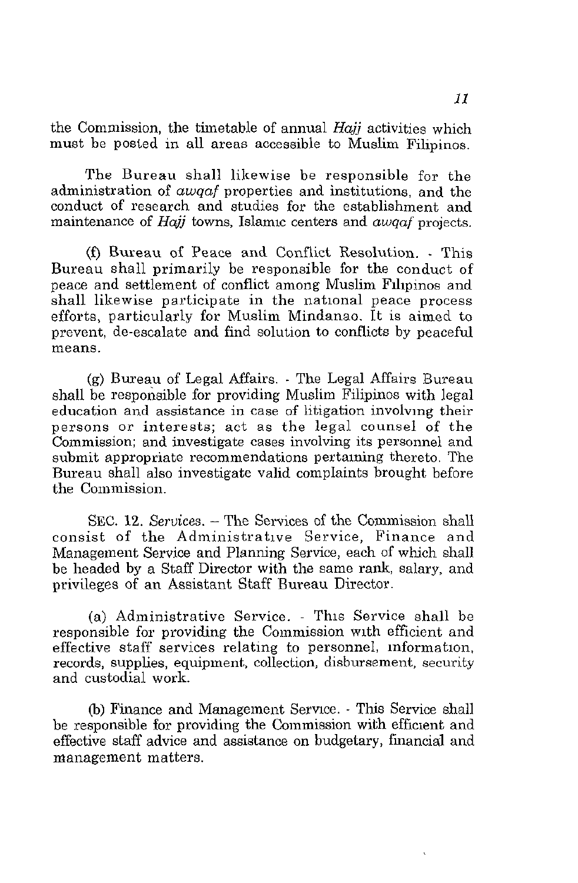the Commission, the timetable of annual *Hajj* activities which must be posted in all areas accessible to Muslim Filipinos.

The Bureau shall likewise be responsible for the administration of *awqaf* properties and institutions, and the conduct of research and studies for the establishment and maintenance of *Hajj* towns, Islamic centers and *awqaf* projects.

(f) Bureau of Peace and Conflict Resolution. - This Bureau shall primarily be responsible for the conduct of peace and settlement of conflict among Muslim Filipinos and shall likewise participate in the national peace process efforts, particularly for Muslim Mindanao. It is aimed to prevent, de-escalate and find solution to conflicts by peaceful means.

(g) Bureau of Legal Affairs. - The Legal Affairs Bureau shall be responsible for providing Muslim Filipinos with legal education and assistance in case of litigation involving their persons or interests; act as the legal counsel of the Commission; and investigate cases involving its personnel and submit appropriate recommendations pertaining thereto. The Bureau shall also investigate valid complaints brought before the Commission.

SEC. 12. *Services*. – The Services of the Commission shall consist of the Administrative Service, Finance and Management Service and Planning Service, each of which shall be headed by a Staff Director with the same rank, salary, and privileges of an Assistant Staff Bureau Director.

(a) Administrative Service. - This Service shall be responsible for providing the Commission with efficient and effective staff services relating to personnel, information, records, supplies, equipment, collection, disbursement, security and custodial work.

(b) Finance and Management Service. - This Service shall be responsible for providing the Commission with efficient and effective staff advice and assistance on budgetary, financial and management matters.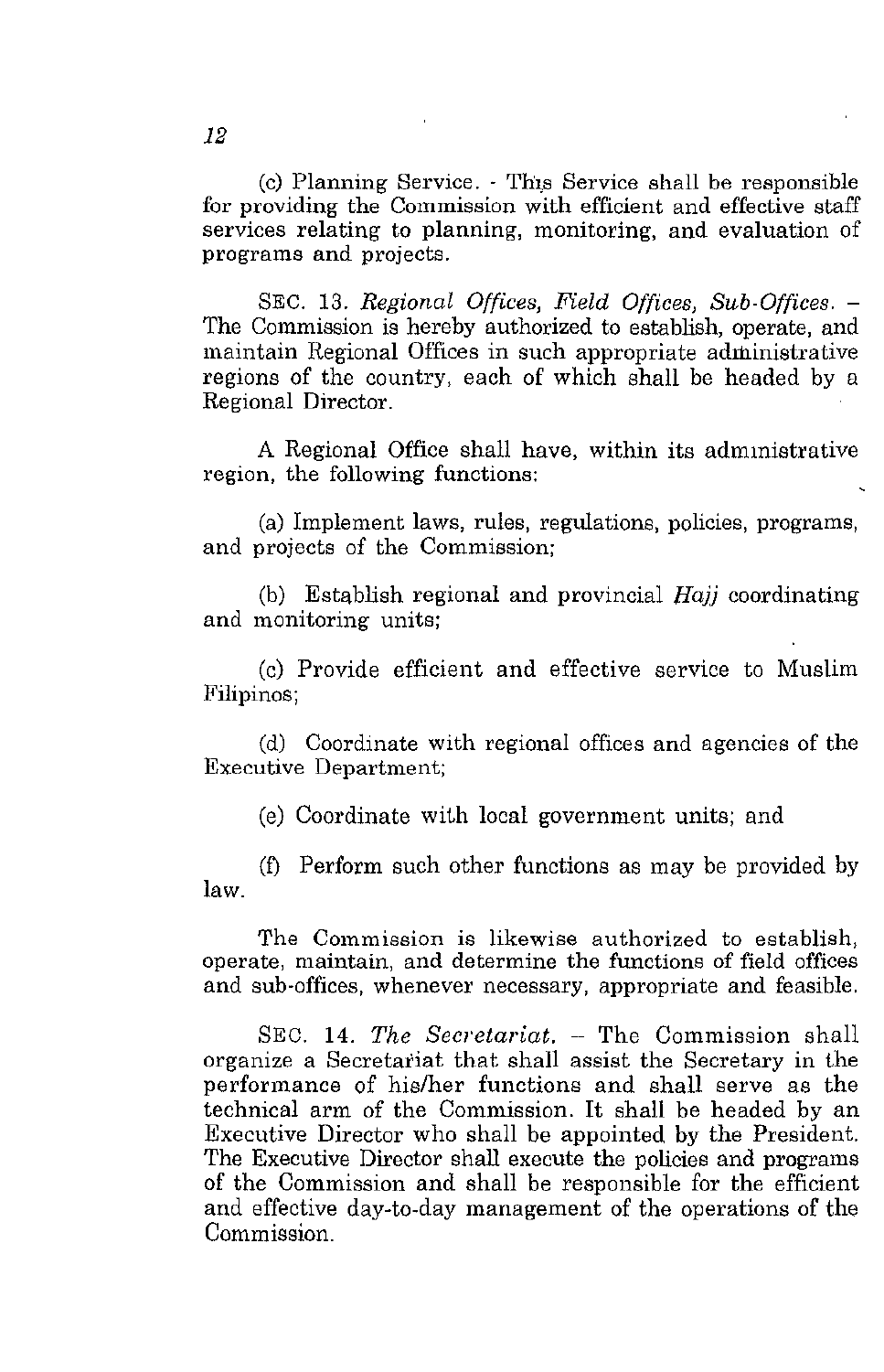(c) Planning Service. - This Service shall be responsible for providing the Commission with efficient and effective staff services relating to planning, monitoring, and evaluation of programs and projects.

SEC. 13. *Regional Offices, Field Offices, Sub-Offices.* – The Commission is hereby authorized to establish, operate, and maintain Regional Offices in such appropriate administrative regions of the country, each of which shall be headed by a Regional Director.

A Regional Office shall have, within its administrative region, the following functions:

(a) Implement laws, rules, regulations, policies, programs, and projects of the Commission;

(b) Establish regional and provincial *Hajj* coordinating and monitoring units;

(c) Provide efficient and effective service to Muslim Filipinos;

(d) Coordinate with regional offices and agencies of the Executive Department;

(e) Coordinate with local government units; and

(f) Perform such other functions as may be provided by law.

The Commission is likewise authorized to establish, operate, maintain, and determine the functions of field offices and sub-offices, whenever necessary, appropriate and feasible.

SEC. 14. *The Secretariat.* – The Commission shall organize a Secretariat that shall assist the Secretary in the performance of his/her functions and shall serve as the technical arm of the Commission. It shall be headed by an Executive Director who shall be appointed by the President. The Executive Director shall execute the policies and programs of the Commission and shall be responsible for the efficient and effective day-to-day management of the operations of the Commission.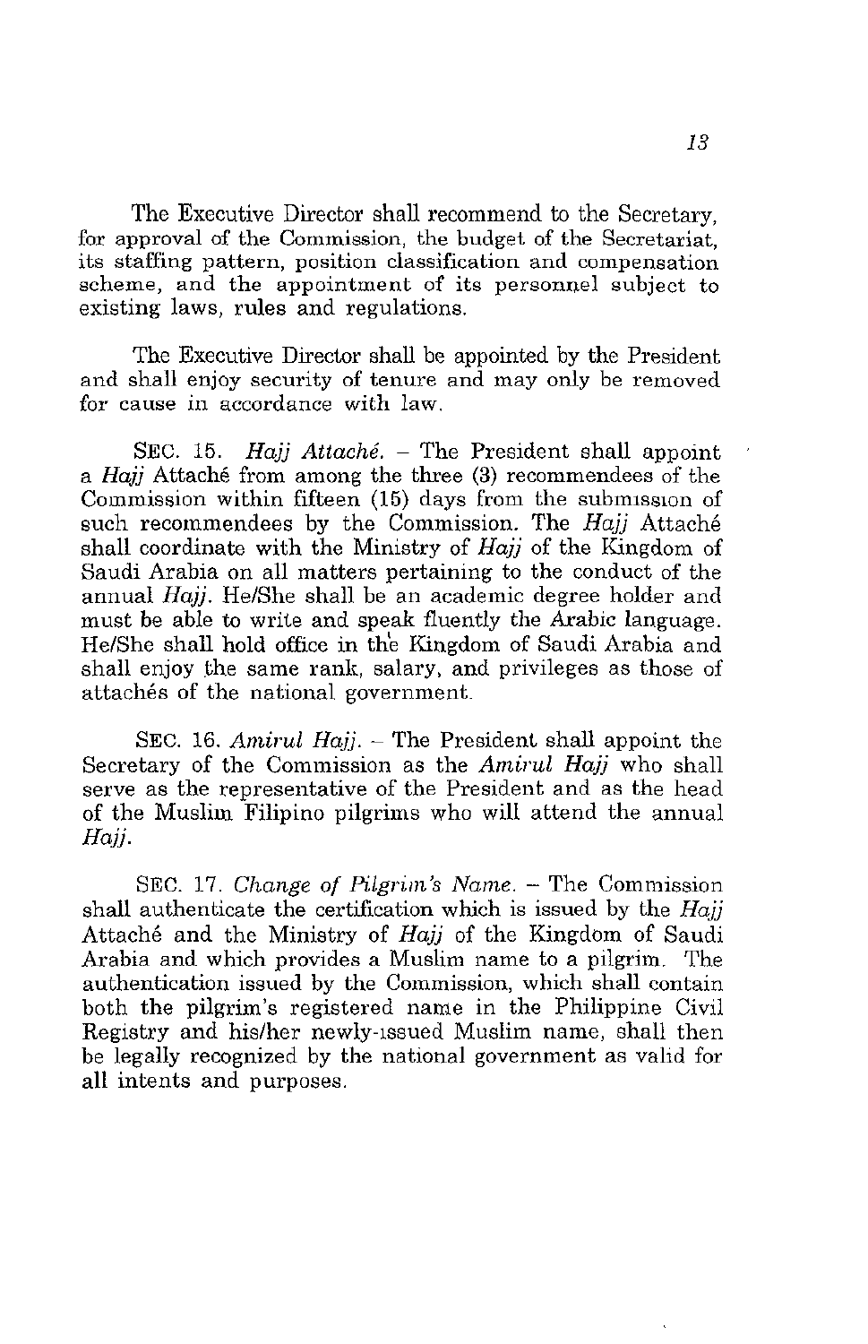The Executive Director shall recommend to the Secretary, for approval of the Commission, the budget of the Secretariat, its staffing pattern, position classification and compensation scheme, and the appointment of its personnel subject to existing laws, rules and regulations.

The Executive Director shall be appointed by the President and shall enjoy security of tenure and may only be removed for cause in accordance with law.

SEC. 15. *Hajj Attaché*. – The President shall appoint a *Hajj* Attaché from among the three (3) recommendees of the Commission within fifteen (15) days from the submission of such recommendees by the Commission. The *Hajj* Attaché shall coordinate with the Ministry of *Hajj* of the Kingdom of Saudi Arabia on all matters pertaining to the conduct of the annual *Hajj*. He/She shall be an academic degree holder and must be able to write and speak fluently the Arabic language. He/She shall hold office in the Kingdom of Saudi Arabia and shall enjoy the same rank, salary, and privileges as those of attachés of the national government.

SEC. 16. *Amirul Hajj*. – The President shall appoint the Secretary of the Commission as the *Amirul Hajj* who shall serve as the representative of the President and as the head of the Muslim Filipino pilgrims who will attend the annual *Hajj*.

SEC. 17. *Change of Pilgrim's Name*. – The Commission shall authenticate the certification which is issued by the *Hajj* Attaché and the Ministry of *Hajj* of the Kingdom of Saudi Arabia and which provides a Muslim name to a pilgrim. The authentication issued by the Commission, which shall contain both the pilgrim's registered name in the Philippine Civil Registry and his/her newly-issued Muslim name, shall then be legally recognized by the national government as valid for all intents and purposes.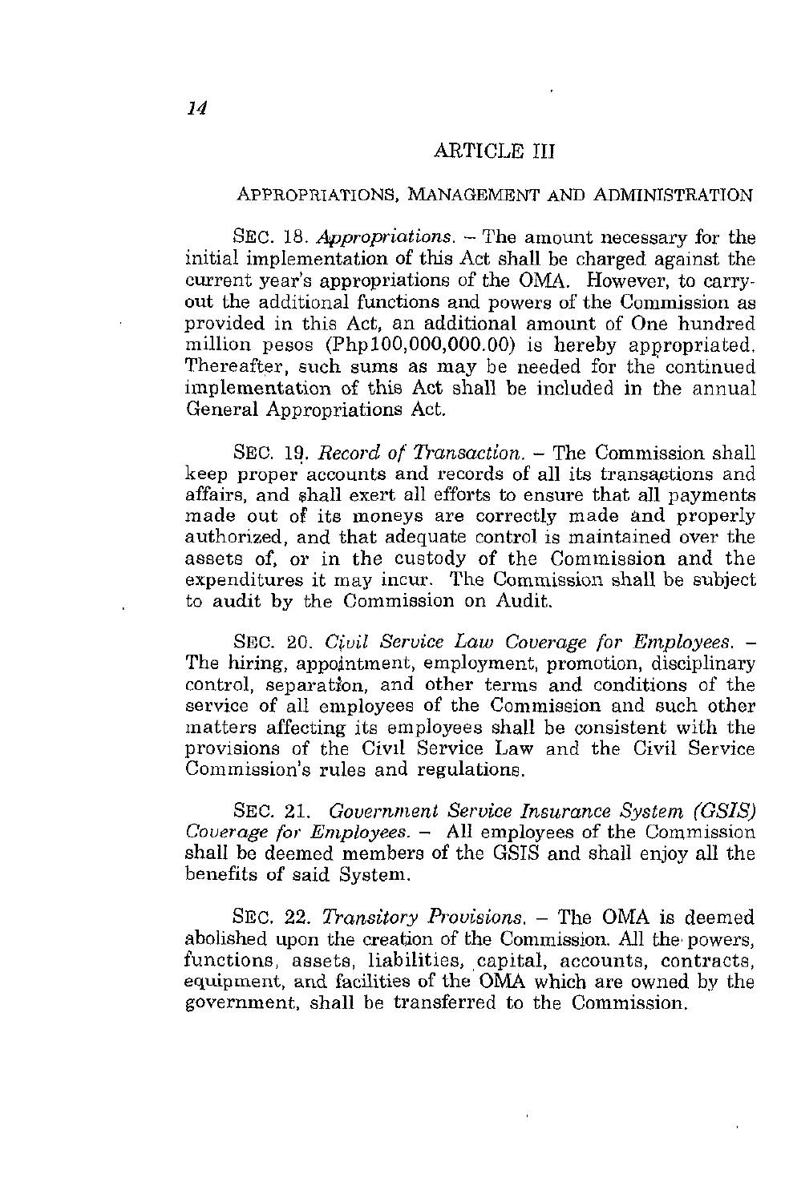## ARTICLE III

### APPROPRIATIONS, MANAGEMENT AND ADMINISTRATION

SEC. 18. *Appropriations.* – The amount necessary for the initial implementation of this Act shall be charged against the current year's appropriations of the OMA. However, to carry-out the additional functions and powers of the Commission as provided in this Act, an additional amount of One hundred million pesos (Php100,000,000.00) is hereby appropriated. Thereafter, such sums as may be needed for the continued implementation of this Act shall be included in the annual General Appropriations Act.

SEC. 19. *Record of Transaction.* – The Commission shall keep proper accounts and records of all its transactions and affairs, and shall exert all efforts to ensure that all payments made out of its moneys are correctly made and properly authorized, and that adequate control is maintained over the assets of, or in the custody of the Commission and the expenditures it may incur. The Commission shall be subject to audit by the Commission on Audit.

SEC. 20. *Civil Service Law Coverage for Employees.* – The hiring, appointment, employment, promotion, disciplinary control, separation, and other terms and conditions of the service of all employees of the Commission and such other matters affecting its employees shall be consistent with the provisions of the Civil Service Law and the Civil Service Commission's rules and regulations.

SEC. 21. *Government Service Insurance System (GSIS) Coverage for Employees.* – All employees of the Commission shall be deemed members of the GSIS and shall enjoy all the benefits of said System.

SEC. 22. *Transitory Provisions.* – The OMA is deemed abolished upon the creation of the Commission. All the powers, functions, assets, liabilities, capital, accounts, contracts, equipment, and facilities of the OMA which are owned by the government, shall be transferred to the Commission.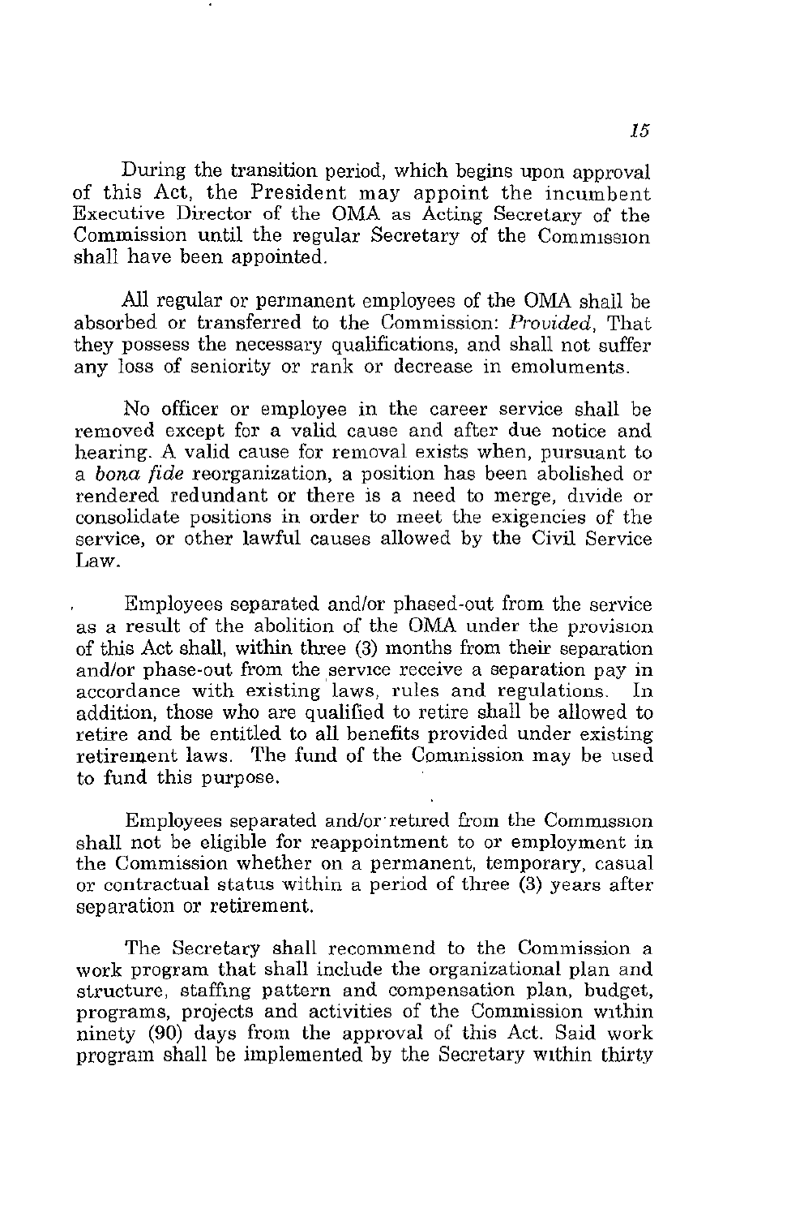During the transition period, which begins upon approval of this Act, the President may appoint the incumbent Executive Director of the OMA as Acting Secretary of the Commission until the regular Secretary of the Commission shall have been appointed.

All regular or permanent employees of the OMA shall be absorbed or transferred to the Commission: *Provided*, That they possess the necessary qualifications, and shall not suffer any loss of seniority or rank or decrease in emoluments.

No officer or employee in the career service shall be removed except for a valid cause and after due notice and hearing. A valid cause for removal exists when, pursuant to a *bona fide* reorganization, a position has been abolished or rendered redundant or there is a need to merge, divide or consolidate positions in order to meet the exigencies of the service, or other lawful causes allowed by the Civil Service Law.

Employees separated and/or phased-out from the service as a result of the abolition of the OMA under the provision of this Act shall, within three (3) months from their separation and/or phase-out from the service receive a separation pay in accordance with existing laws, rules and regulations. In addition, those who are qualified to retire shall be allowed to retire and be entitled to all benefits provided under existing retirement laws. The fund of the Commission may be used to fund this purpose.

Employees separated and/or retired from the Commission shall not be eligible for reappointment to or employment in the Commission whether on a permanent, temporary, casual or contractual status within a period of three (3) years after separation or retirement.

The Secretary shall recommend to the Commission a work program that shall include the organizational plan and structure, staffing pattern and compensation plan, budget, programs, projects and activities of the Commission within ninety (90) days from the approval of this Act. Said work program shall be implemented by the Secretary within thirty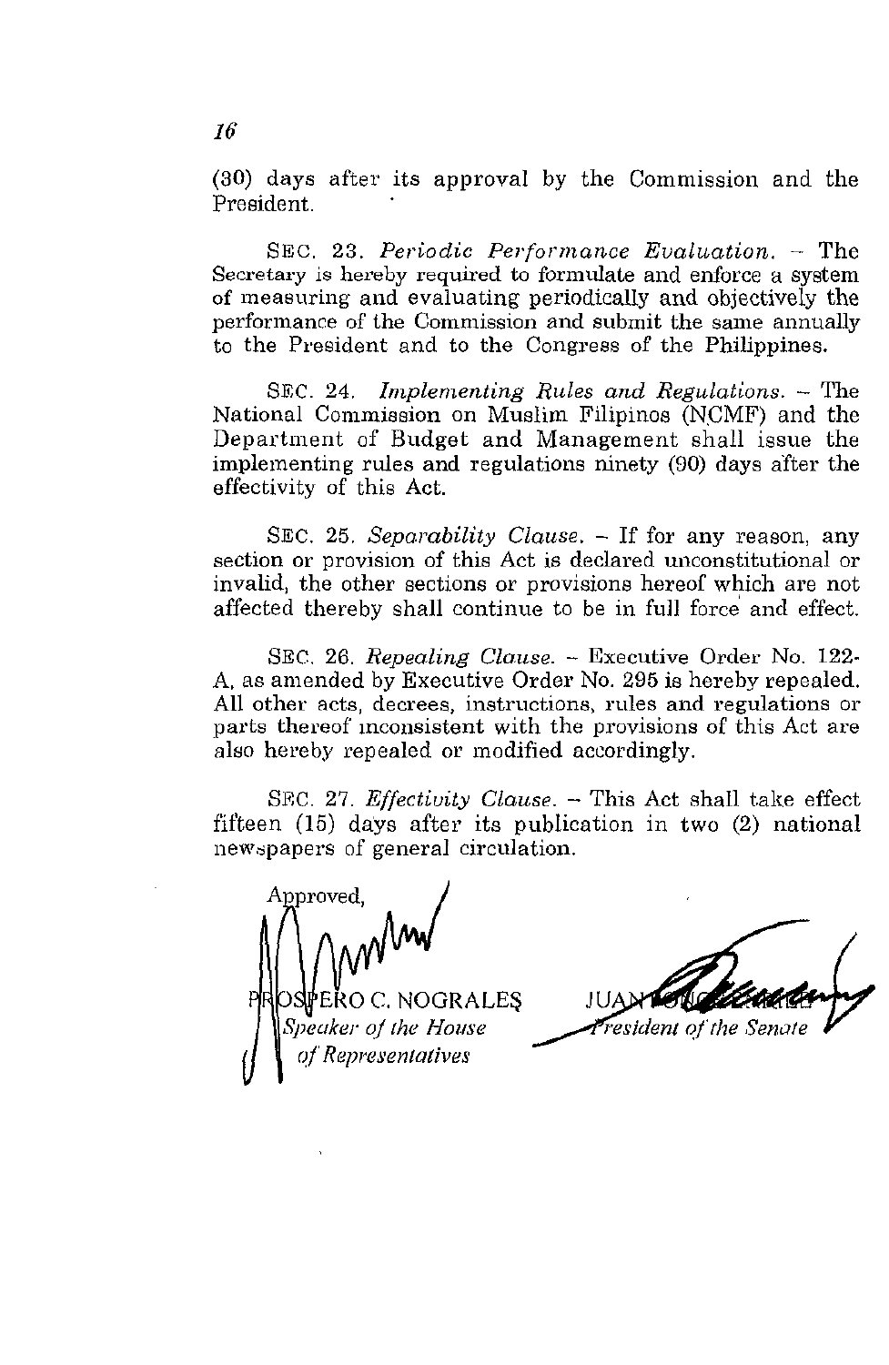(30) days after its approval by the Commission and the President.

SEC. 23. *Periodic Performance Evaluation.* – The Secretary is hereby required to formulate and enforce a system of measuring and evaluating periodically and objectively the performance of the Commission and submit the same annually to the President and to the Congress of the Philippines.

SEC. 24. *Implementing Rules and Regulations.* – The National Commission on Muslim Filipinos (NCMF) and the Department of Budget and Management shall issue the implementing rules and regulations ninety (90) days after the effectivity of this Act.

SEC. 25. *Separability Clause.* – If for any reason, any section or provision of this Act is declared unconstitutional or invalid, the other sections or provisions hereof which are not affected thereby shall continue to be in full force and effect.

SEC. 26. *Repealing Clause.* – Executive Order No. 122-A, as amended by Executive Order No. 295 is hereby repealed. All other acts, decrees, instructions, rules and regulations or parts thereof inconsistent with the provisions of this Act are also hereby repealed or modified accordingly.

SEC. 27. *Effectivity Clause.* – This Act shall take effect fifteen (15) days after its publication in two (2) national newspapers of general circulation.

Approved,

PROSPERO C. NOGRALES
*Speaker of the House of Representatives*

JUAN PONCE ENRILE
*President of the Senate*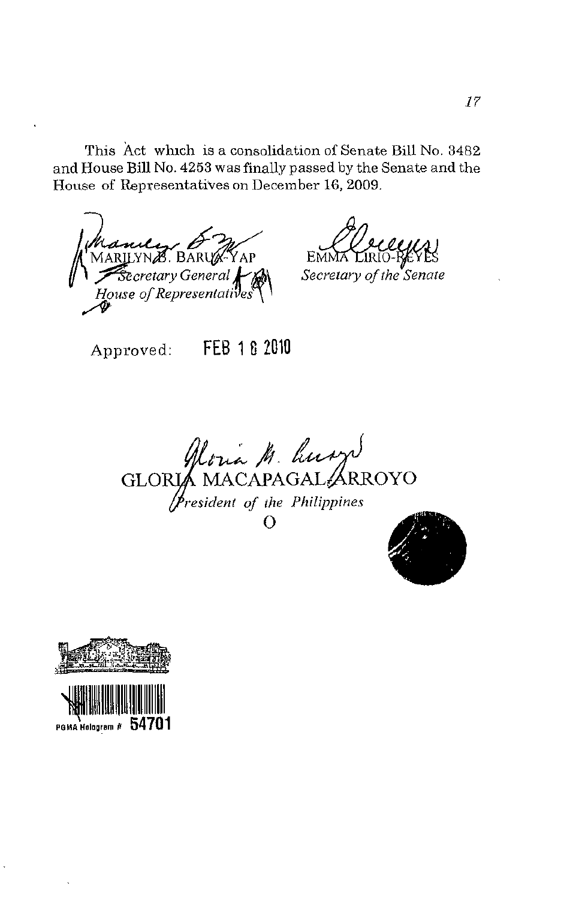This Act which is a consolidation of Senate Bill No. 3482 and House Bill No. 4253 was finally passed by the Senate and the House of Representatives on December 16, 2009.

MARILYN B. BARUA-YAP
*Secretary General*
*House of Representatives*

EMMA LIRIO-REYES
*Secretary of the Senate*

Approved: FEB 1 8 2010

GLORIA MACAPAGAL-ARROYO
*President of the Philippines*

O

PGMA Hologram # 54701